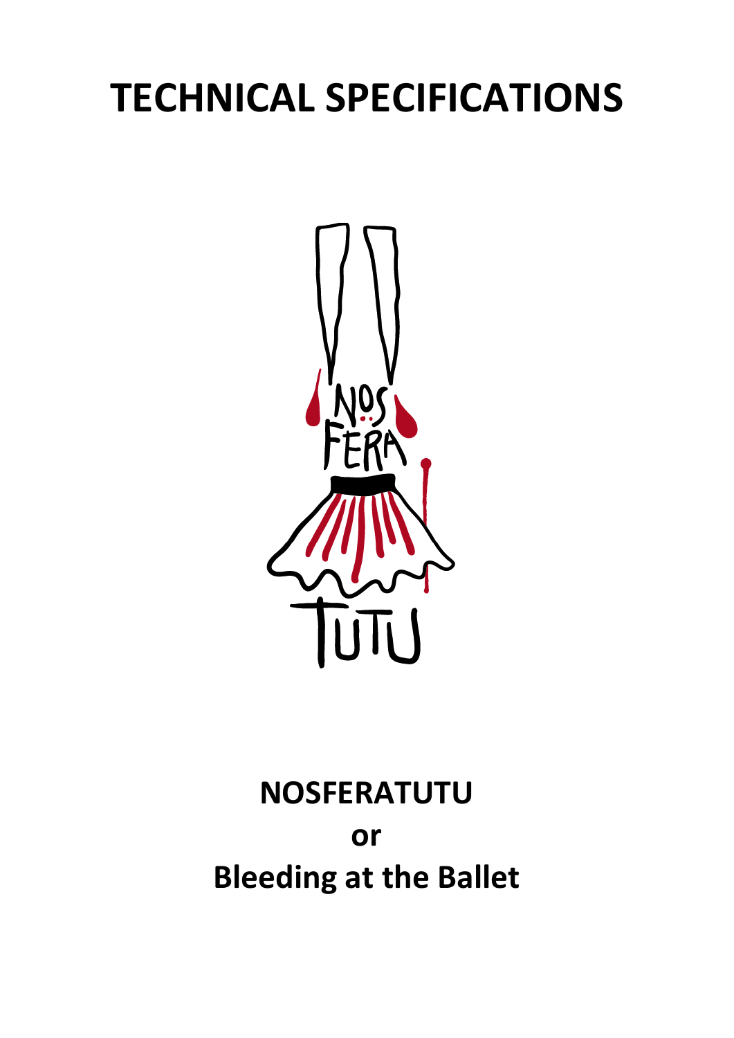# TECHNICAL SPECIFICATIONS

**NOSFERATUTU**

**or**

**Bleeding at the Ballet**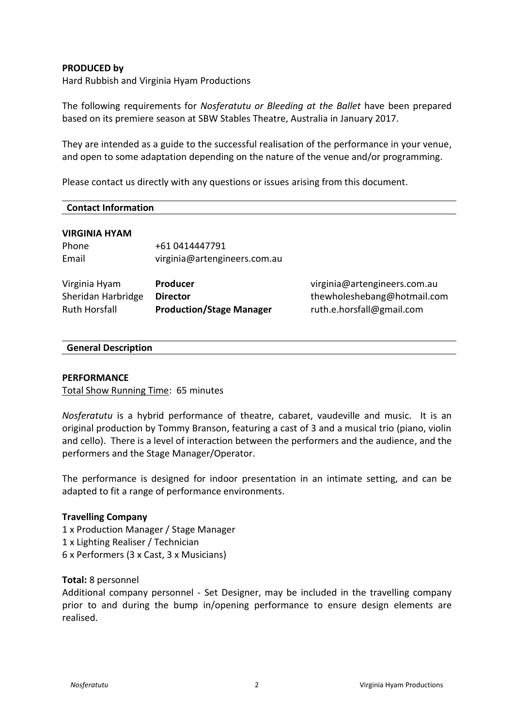**PRODUCED by**

Hard Rubbish and Virginia Hyam Productions

The following requirements for *Nosferatutu or Bleeding at the Ballet* have been prepared based on its premiere season at SBW Stables Theatre, Australia in January 2017.

They are intended as a guide to the successful realisation of the performance in your venue, and open to some adaptation depending on the nature of the venue and/or programming.

Please contact us directly with any questions or issues arising from this document.

## Contact Information

**VIRGINIA HYAM**

| | |
|---|---|
| Phone | +61 0414447791 |
| Email | virginia@artengineers.com.au |

| | | |
|---|---|---|
| Virginia Hyam | **Producer** | virginia@artengineers.com.au |
| Sheridan Harbridge | **Director** | thewholeshebang@hotmail.com |
| Ruth Horsfall | **Production/Stage Manager** | ruth.e.horsfall@gmail.com |

## General Description

**PERFORMANCE**

Total Show Running Time: 65 minutes

*Nosferatutu* is a hybrid performance of theatre, cabaret, vaudeville and music. It is an original production by Tommy Branson, featuring a cast of 3 and a musical trio (piano, violin and cello). There is a level of interaction between the performers and the audience, and the performers and the Stage Manager/Operator.

The performance is designed for indoor presentation in an intimate setting, and can be adapted to fit a range of performance environments.

**Travelling Company**

1 x Production Manager / Stage Manager
1 x Lighting Realiser / Technician
6 x Performers (3 x Cast, 3 x Musicians)

**Total:** 8 personnel

Additional company personnel - Set Designer, may be included in the travelling company prior to and during the bump in/opening performance to ensure design elements are realised.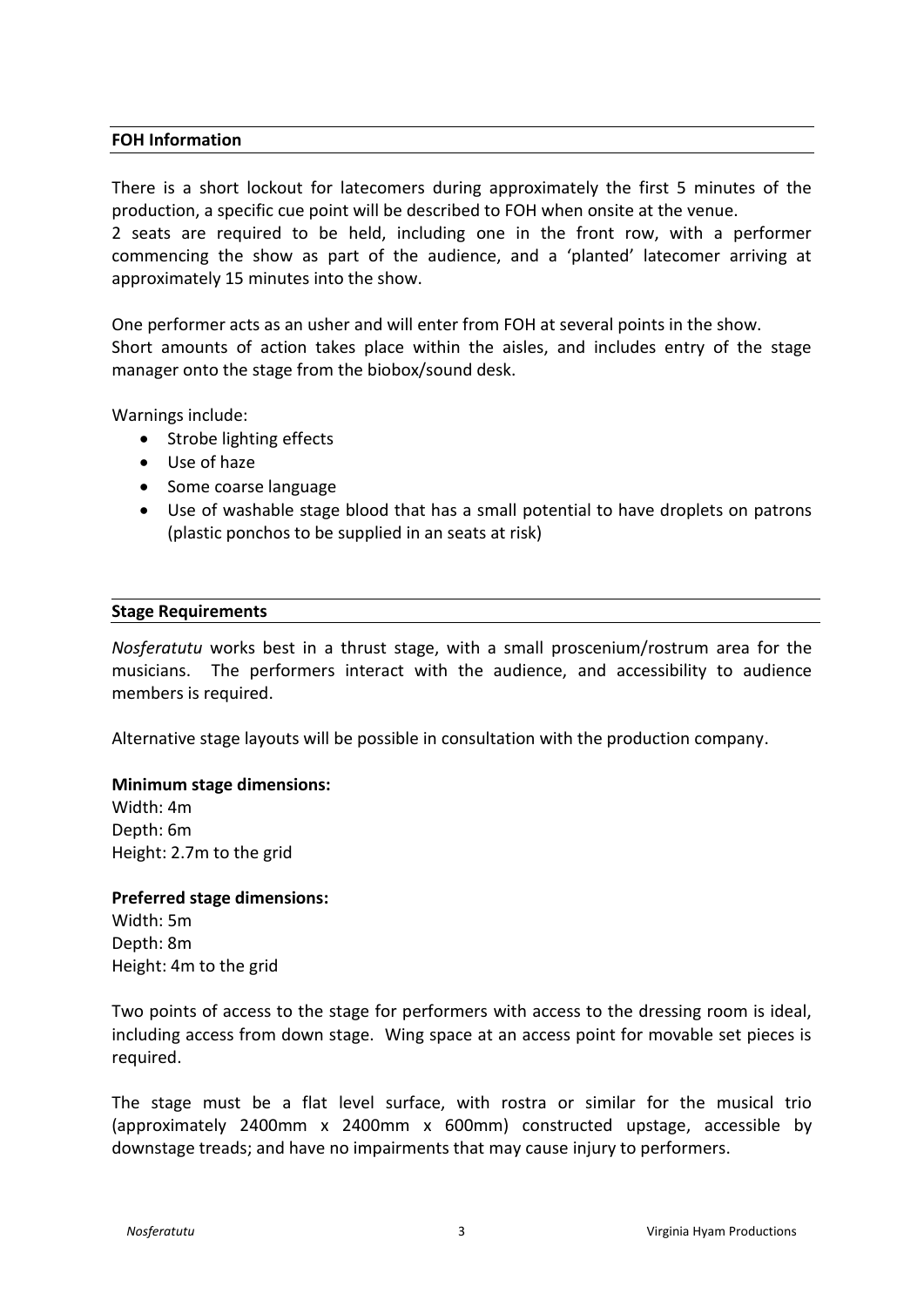## FOH Information

There is a short lockout for latecomers during approximately the first 5 minutes of the production, a specific cue point will be described to FOH when onsite at the venue.
2 seats are required to be held, including one in the front row, with a performer commencing the show as part of the audience, and a 'planted' latecomer arriving at approximately 15 minutes into the show.

One performer acts as an usher and will enter from FOH at several points in the show.
Short amounts of action takes place within the aisles, and includes entry of the stage manager onto the stage from the biobox/sound desk.

Warnings include:

- Strobe lighting effects
- Use of haze
- Some coarse language
- Use of washable stage blood that has a small potential to have droplets on patrons (plastic ponchos to be supplied in an seats at risk)

## Stage Requirements

*Nosferatutu* works best in a thrust stage, with a small proscenium/rostrum area for the musicians. The performers interact with the audience, and accessibility to audience members is required.

Alternative stage layouts will be possible in consultation with the production company.

**Minimum stage dimensions:**
Width: 4m
Depth: 6m
Height: 2.7m to the grid

**Preferred stage dimensions:**
Width: 5m
Depth: 8m
Height: 4m to the grid

Two points of access to the stage for performers with access to the dressing room is ideal, including access from down stage. Wing space at an access point for movable set pieces is required.

The stage must be a flat level surface, with rostra or similar for the musical trio (approximately 2400mm x 2400mm x 600mm) constructed upstage, accessible by downstage treads; and have no impairments that may cause injury to performers.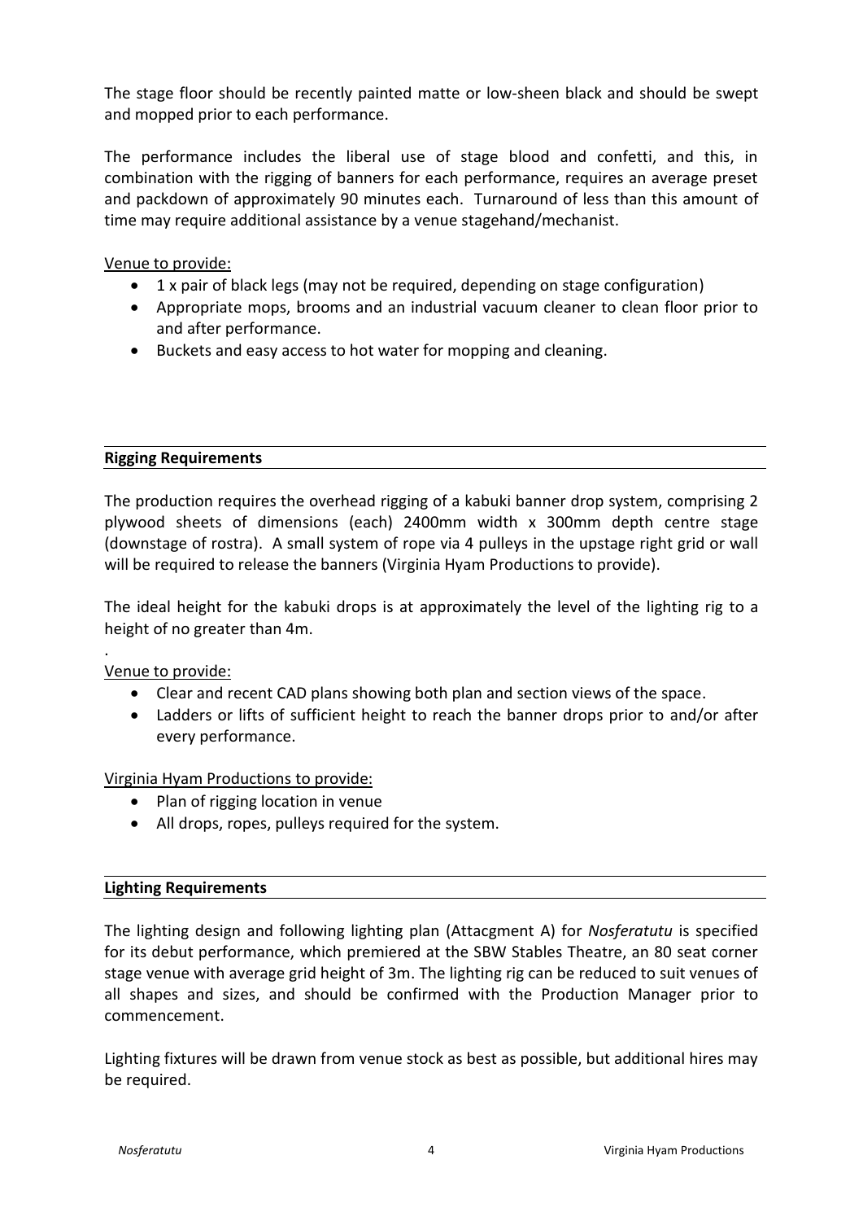The stage floor should be recently painted matte or low-sheen black and should be swept and mopped prior to each performance.

The performance includes the liberal use of stage blood and confetti, and this, in combination with the rigging of banners for each performance, requires an average preset and packdown of approximately 90 minutes each. Turnaround of less than this amount of time may require additional assistance by a venue stagehand/mechanist.

Venue to provide:

- 1 x pair of black legs (may not be required, depending on stage configuration)
- Appropriate mops, brooms and an industrial vacuum cleaner to clean floor prior to and after performance.
- Buckets and easy access to hot water for mopping and cleaning.

## Rigging Requirements

The production requires the overhead rigging of a kabuki banner drop system, comprising 2 plywood sheets of dimensions (each) 2400mm width x 300mm depth centre stage (downstage of rostra). A small system of rope via 4 pulleys in the upstage right grid or wall will be required to release the banners (Virginia Hyam Productions to provide).

The ideal height for the kabuki drops is at approximately the level of the lighting rig to a height of no greater than 4m.

.

Venue to provide:

- Clear and recent CAD plans showing both plan and section views of the space.
- Ladders or lifts of sufficient height to reach the banner drops prior to and/or after every performance.

Virginia Hyam Productions to provide:

- Plan of rigging location in venue
- All drops, ropes, pulleys required for the system.

## Lighting Requirements

The lighting design and following lighting plan (Attacgment A) for *Nosferatutu* is specified for its debut performance, which premiered at the SBW Stables Theatre, an 80 seat corner stage venue with average grid height of 3m. The lighting rig can be reduced to suit venues of all shapes and sizes, and should be confirmed with the Production Manager prior to commencement.

Lighting fixtures will be drawn from venue stock as best as possible, but additional hires may be required.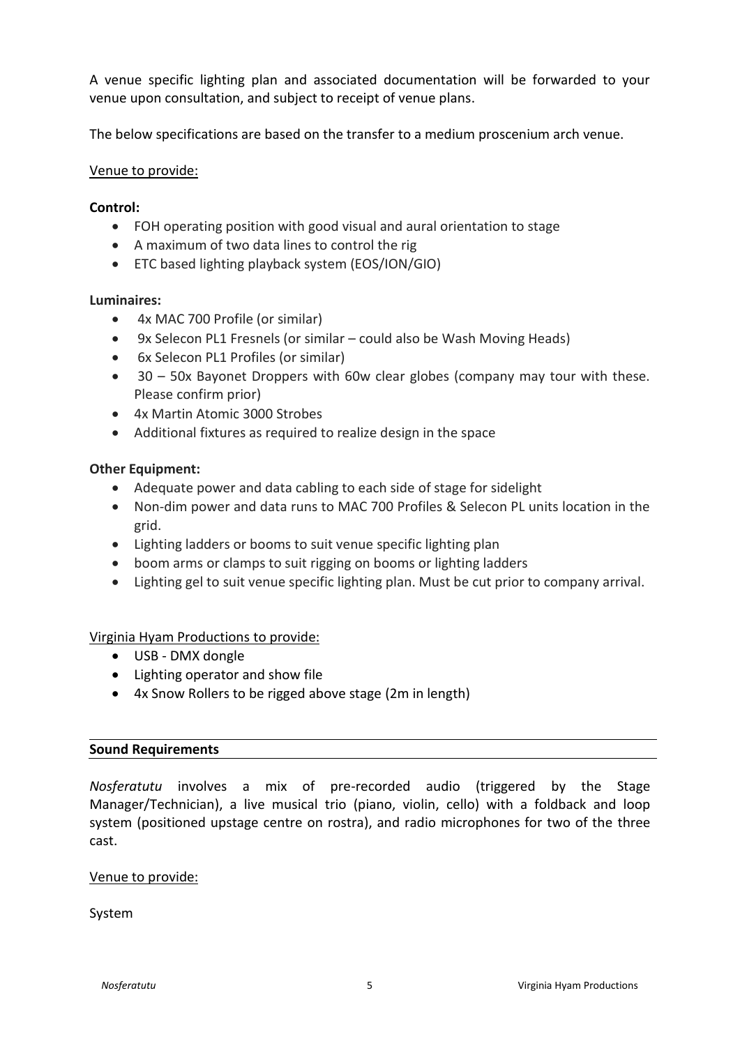A venue specific lighting plan and associated documentation will be forwarded to your venue upon consultation, and subject to receipt of venue plans.

The below specifications are based on the transfer to a medium proscenium arch venue.

Venue to provide:

**Control:**

- FOH operating position with good visual and aural orientation to stage
- A maximum of two data lines to control the rig
- ETC based lighting playback system (EOS/ION/GIO)

**Luminaires:**

- 4x MAC 700 Profile (or similar)
- 9x Selecon PL1 Fresnels (or similar – could also be Wash Moving Heads)
- 6x Selecon PL1 Profiles (or similar)
- 30 – 50x Bayonet Droppers with 60w clear globes (company may tour with these. Please confirm prior)
- 4x Martin Atomic 3000 Strobes
- Additional fixtures as required to realize design in the space

**Other Equipment:**

- Adequate power and data cabling to each side of stage for sidelight
- Non-dim power and data runs to MAC 700 Profiles & Selecon PL units location in the grid.
- Lighting ladders or booms to suit venue specific lighting plan
- boom arms or clamps to suit rigging on booms or lighting ladders
- Lighting gel to suit venue specific lighting plan. Must be cut prior to company arrival.

Virginia Hyam Productions to provide:

- USB - DMX dongle
- Lighting operator and show file
- 4x Snow Rollers to be rigged above stage (2m in length)

## Sound Requirements

*Nosferatutu* involves a mix of pre-recorded audio (triggered by the Stage Manager/Technician), a live musical trio (piano, violin, cello) with a foldback and loop system (positioned upstage centre on rostra), and radio microphones for two of the three cast.

Venue to provide:

System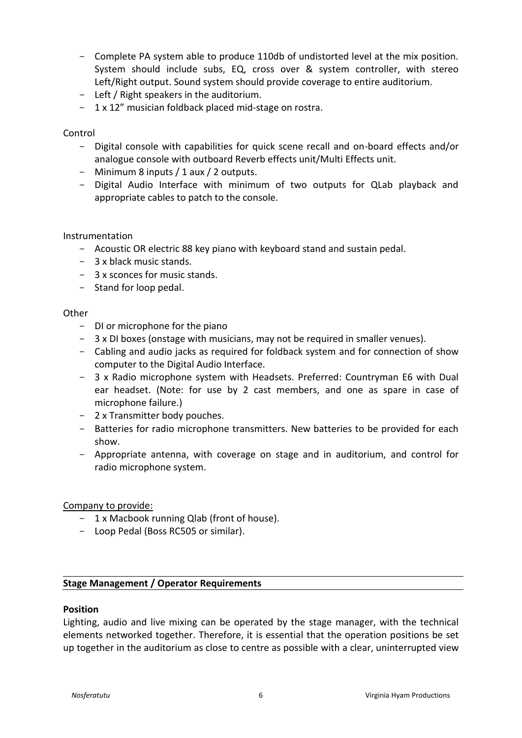- Complete PA system able to produce 110db of undistorted level at the mix position. System should include subs, EQ, cross over & system controller, with stereo Left/Right output. Sound system should provide coverage to entire auditorium.
- Left / Right speakers in the auditorium.
- 1 x 12" musician foldback placed mid-stage on rostra.

Control

- Digital console with capabilities for quick scene recall and on-board effects and/or analogue console with outboard Reverb effects unit/Multi Effects unit.
- Minimum 8 inputs / 1 aux / 2 outputs.
- Digital Audio Interface with minimum of two outputs for QLab playback and appropriate cables to patch to the console.

Instrumentation

- Acoustic OR electric 88 key piano with keyboard stand and sustain pedal.
- 3 x black music stands.
- 3 x sconces for music stands.
- Stand for loop pedal.

Other

- DI or microphone for the piano
- 3 x DI boxes (onstage with musicians, may not be required in smaller venues).
- Cabling and audio jacks as required for foldback system and for connection of show computer to the Digital Audio Interface.
- 3 x Radio microphone system with Headsets. Preferred: Countryman E6 with Dual ear headset. (Note: for use by 2 cast members, and one as spare in case of microphone failure.)
- 2 x Transmitter body pouches.
- Batteries for radio microphone transmitters. New batteries to be provided for each show.
- Appropriate antenna, with coverage on stage and in auditorium, and control for radio microphone system.

Company to provide:

- 1 x Macbook running Qlab (front of house).
- Loop Pedal (Boss RC505 or similar).

## Stage Management / Operator Requirements

**Position**

Lighting, audio and live mixing can be operated by the stage manager, with the technical elements networked together. Therefore, it is essential that the operation positions be set up together in the auditorium as close to centre as possible with a clear, uninterrupted view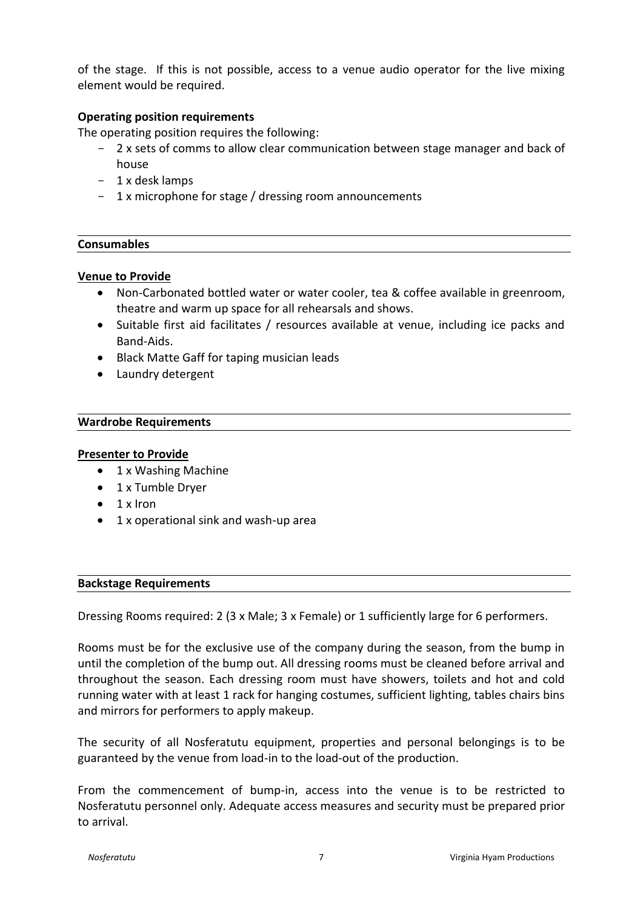of the stage. If this is not possible, access to a venue audio operator for the live mixing element would be required.

**Operating position requirements**

The operating position requires the following:

- 2 x sets of comms to allow clear communication between stage manager and back of house
- 1 x desk lamps
- 1 x microphone for stage / dressing room announcements

## Consumables

**Venue to Provide**

- Non-Carbonated bottled water or water cooler, tea & coffee available in greenroom, theatre and warm up space for all rehearsals and shows.
- Suitable first aid facilitates / resources available at venue, including ice packs and Band-Aids.
- Black Matte Gaff for taping musician leads
- Laundry detergent

## Wardrobe Requirements

**Presenter to Provide**

- 1 x Washing Machine
- 1 x Tumble Dryer
- 1 x Iron
- 1 x operational sink and wash-up area

## Backstage Requirements

Dressing Rooms required: 2 (3 x Male; 3 x Female) or 1 sufficiently large for 6 performers.

Rooms must be for the exclusive use of the company during the season, from the bump in until the completion of the bump out. All dressing rooms must be cleaned before arrival and throughout the season. Each dressing room must have showers, toilets and hot and cold running water with at least 1 rack for hanging costumes, sufficient lighting, tables chairs bins and mirrors for performers to apply makeup.

The security of all Nosferatutu equipment, properties and personal belongings is to be guaranteed by the venue from load-in to the load-out of the production.

From the commencement of bump-in, access into the venue is to be restricted to Nosferatutu personnel only. Adequate access measures and security must be prepared prior to arrival.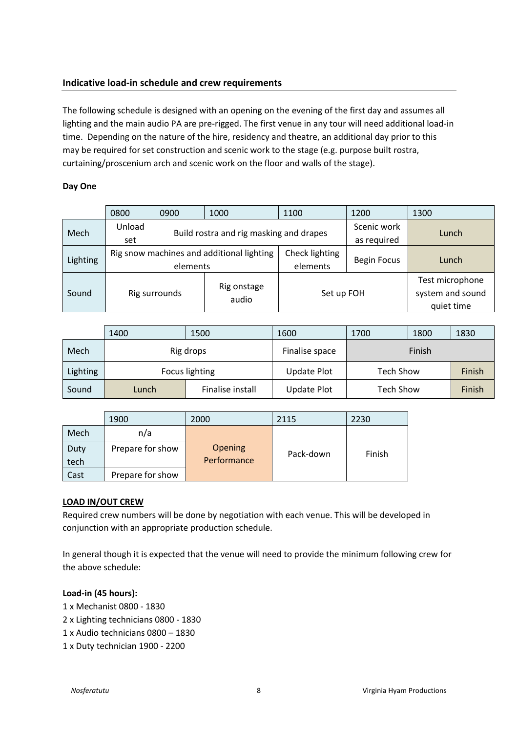**Indicative load-in schedule and crew requirements**

The following schedule is designed with an opening on the evening of the first day and assumes all lighting and the main audio PA are pre-rigged. The first venue in any tour will need additional load-in time. Depending on the nature of the hire, residency and theatre, an additional day prior to this may be required for set construction and scenic work to the stage (e.g. purpose built rostra, curtaining/proscenium arch and scenic work on the floor and walls of the stage).

**Day One**

| | 0800 | 0900 | 1000 | 1100 | 1200 | 1300 |
|---|---|---|---|---|---|---|
| Mech | Unload set | Build rostra and rig masking and drapes | | | Scenic work as required | Lunch |
| Lighting | Rig snow machines and additional lighting elements | | | Check lighting elements | Begin Focus | Lunch |
| Sound | Rig surrounds | | Rig onstage audio | Set up FOH | | Test microphone system and sound quiet time |

| | 1400 | 1500 | 1600 | 1700 | 1800 | 1830 |
|---|---|---|---|---|---|---|
| Mech | Rig drops | | Finalise space | Finish | | |
| Lighting | Focus lighting | | Update Plot | Tech Show | | Finish |
| Sound | Lunch | Finalise install | Update Plot | Tech Show | | Finish |

| | 1900 | 2000 | 2115 | 2230 |
|---|---|---|---|---|
| Mech | n/a | Opening Performance | Pack-down | Finish |
| Duty tech | Prepare for show | | | |
| Cast | Prepare for show | | | |

**LOAD IN/OUT CREW**

Required crew numbers will be done by negotiation with each venue. This will be developed in conjunction with an appropriate production schedule.

In general though it is expected that the venue will need to provide the minimum following crew for the above schedule:

**Load-in (45 hours):**

1 x Mechanist 0800 - 1830
2 x Lighting technicians 0800 - 1830
1 x Audio technicians 0800 – 1830
1 x Duty technician 1900 - 2200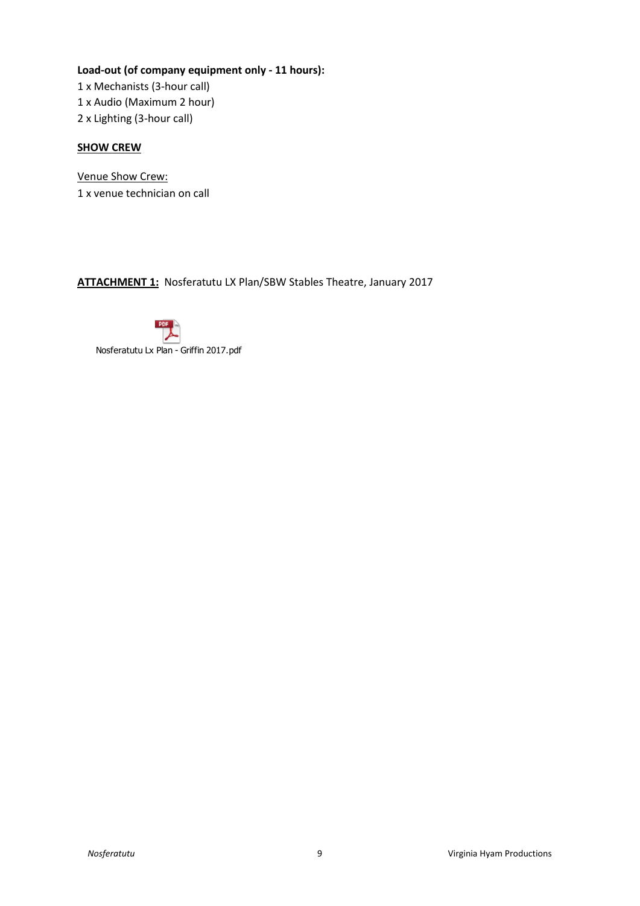**Load-out (of company equipment only - 11 hours):**

1 x Mechanists (3-hour call)
1 x Audio (Maximum 2 hour)
2 x Lighting (3-hour call)

**SHOW CREW**

Venue Show Crew:
1 x venue technician on call

**ATTACHMENT 1:** Nosferatutu LX Plan/SBW Stables Theatre, January 2017

Nosferatutu Lx Plan - Griffin 2017.pdf